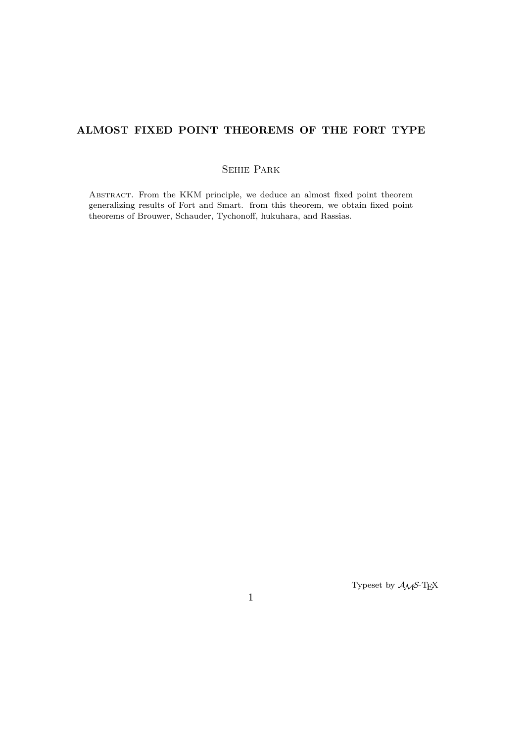# ALMOST FIXED POINT THEOREMS OF THE FORT TYPE

Sehie Park

Abstract. From the KKM principle, we deduce an almost fixed point theorem generalizing results of Fort and Smart. from this theorem, we obtain fixed point theorems of Brouwer, Schauder, Tychonoff, hukuhara, and Rassias.

Typeset by $\mathcal{A}\mathcal{M}\mathcal{S}$-TEX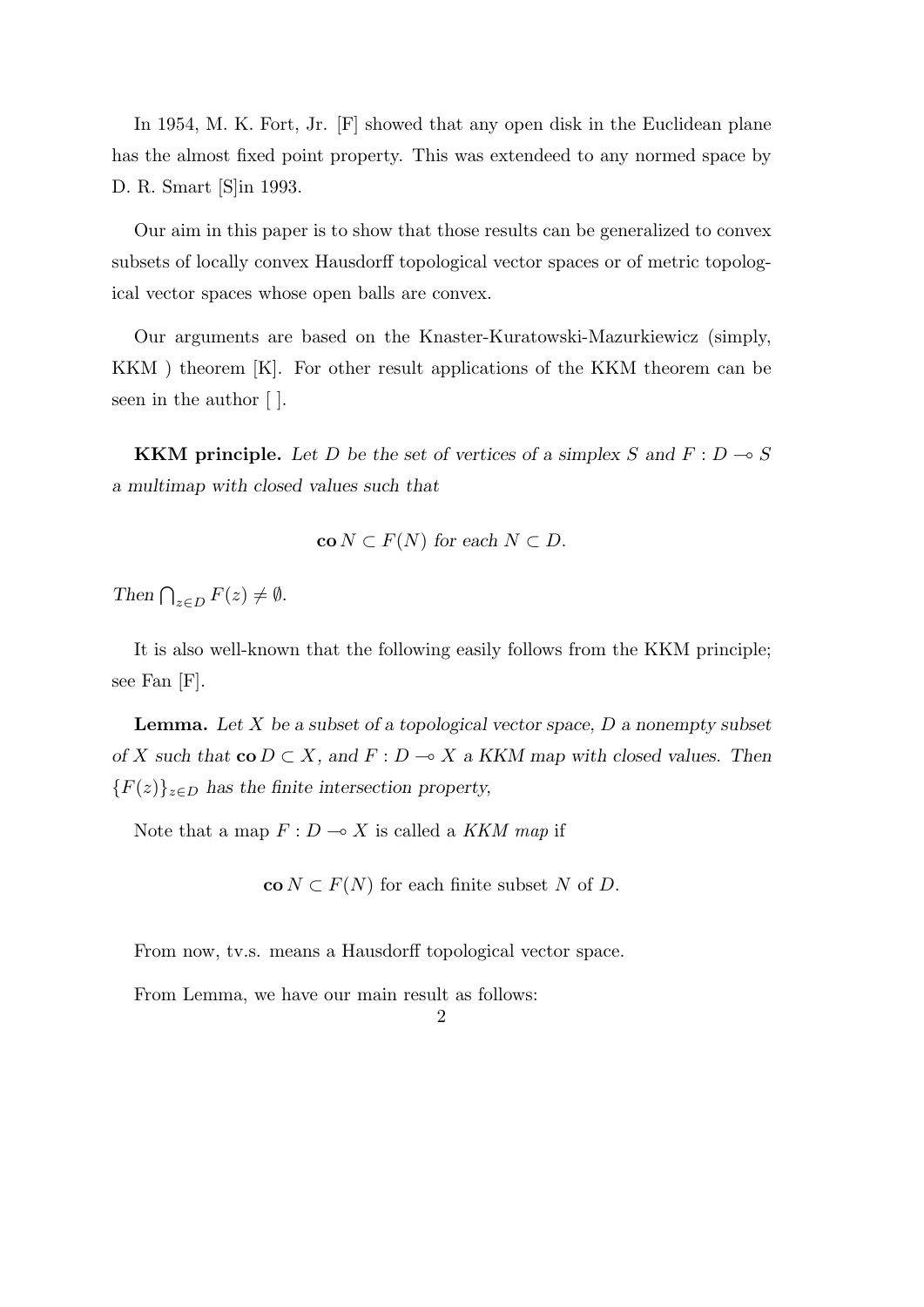In 1954, M. K. Fort, Jr. [F] showed that any open disk in the Euclidean plane has the almost fixed point property. This was extendeed to any normed space by D. R. Smart [S]in 1993.

Our aim in this paper is to show that those results can be generalized to convex subsets of locally convex Hausdorff topological vector spaces or of metric topological vector spaces whose open balls are convex.

Our arguments are based on the Knaster-Kuratowski-Mazurkiewicz (simply, KKM ) theorem [K]. For other result applications of the KKM theorem can be seen in the author [ ].

**KKM principle.** *Let $D$ be the set of vertices of a simplex $S$ and $F : D \multimap S$ a multimap with closed values such that*

$$\mathbf{co}\, N \subset F(N) \text{ for each } N \subset D.$$

*Then* $\bigcap_{z \in D} F(z) \neq \emptyset$.

It is also well-known that the following easily follows from the KKM principle; see Fan [F].

**Lemma.** *Let $X$ be a subset of a topological vector space, $D$ a nonempty subset of $X$ such that $\mathbf{co}\, D \subset X$, and $F : D \multimap X$ a KKM map with closed values. Then $\{F(z)\}_{z \in D}$ has the finite intersection property,*

Note that a map $F : D \multimap X$ is called a *KKM map* if

$$\mathbf{co}\, N \subset F(N) \text{ for each finite subset } N \text{ of } D.$$

From now, tv.s. means a Hausdorff topological vector space.

From Lemma, we have our main result as follows: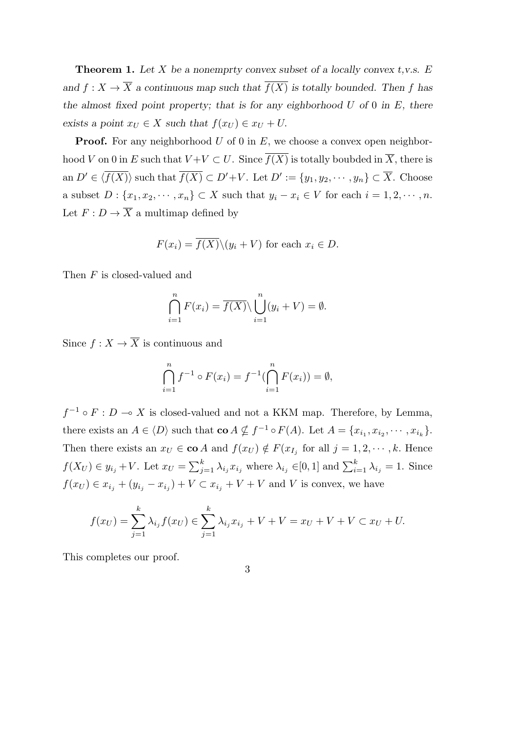**Theorem 1.** *Let $X$ be a nonemprty convex subset of a locally convex t,v.s. $E$ and $f : X \to \overline{X}$ a continuous map such that $\overline{f(X)}$ is totally bounded. Then $f$ has the almost fixed point property; that is for any eighborhood $U$ of $0$ in $E$, there exists a point $x_U \in X$ such that $f(x_U) \in x_U + U$.*

**Proof.** For any neighborhood $U$ of $0$ in $E$, we choose a convex open neighborhood $V$ on $0$ in $E$ such that $V+V \subset U$. Since $\overline{f(X)}$ is totally boubded in $\overline{X}$, there is an $D' \in \langle \overline{f(X)} \rangle$ such that $\overline{f(X)} \subset D'+V$. Let $D' := \{y_1, y_2, \cdots, y_n\} \subset \overline{X}$. Choose a subset $D : \{x_1, x_2, \cdots, x_n\} \subset X$ such that $y_i - x_i \in V$ for each $i = 1, 2, \cdots, n$. Let $F : D \to \overline{X}$ a multimap defined by

$$F(x_i) = \overline{f(X)} \backslash (y_i + V) \text{ for each } x_i \in D.$$

Then $F$ is closed-valued and

$$\bigcap_{i=1}^{n} F(x_i) = \overline{f(X)} \backslash \bigcup_{i=1}^{n} (y_i + V) = \emptyset.$$

Since $f : X \to \overline{X}$ is continuous and

$$\bigcap_{i=1}^{n} f^{-1} \circ F(x_i) = f^{-1}(\bigcap_{i=1}^{n} F(x_i)) = \emptyset,$$

$f^{-1} \circ F : D \multimap X$ is closed-valued and not a KKM map. Therefore, by Lemma, there exists an $A \in \langle D \rangle$ such that $\mathbf{co}\, A \not\subseteq f^{-1} \circ F(A)$. Let $A = \{x_{i_1}, x_{i_2}, \cdots, x_{i_k}\}$. Then there exists an $x_U \in \mathbf{co}\, A$ and $f(x_U) \notin F(x_{I_j}$ for all $j = 1, 2, \cdots, k$. Hence $f(X_U) \in y_{i_j} + V$. Let $x_U = \sum_{j=1}^{k} \lambda_{i_j} x_{i_j}$ where $\lambda_{i_j} \in [0, 1]$ and $\sum_{i=1}^{k} \lambda_{i_j} = 1$. Since $f(x_U) \in x_{i_j} + (y_{i_j} - x_{i_j}) + V \subset x_{i_j} + V + V$ and $V$ is convex, we have

$$f(x_U) = \sum_{j=1}^{k} \lambda_{i_j} f(x_U) \in \sum_{j=1}^{k} \lambda_{i_j} x_{i_j} + V + V = x_U + V + V \subset x_U + U.$$

This completes our proof.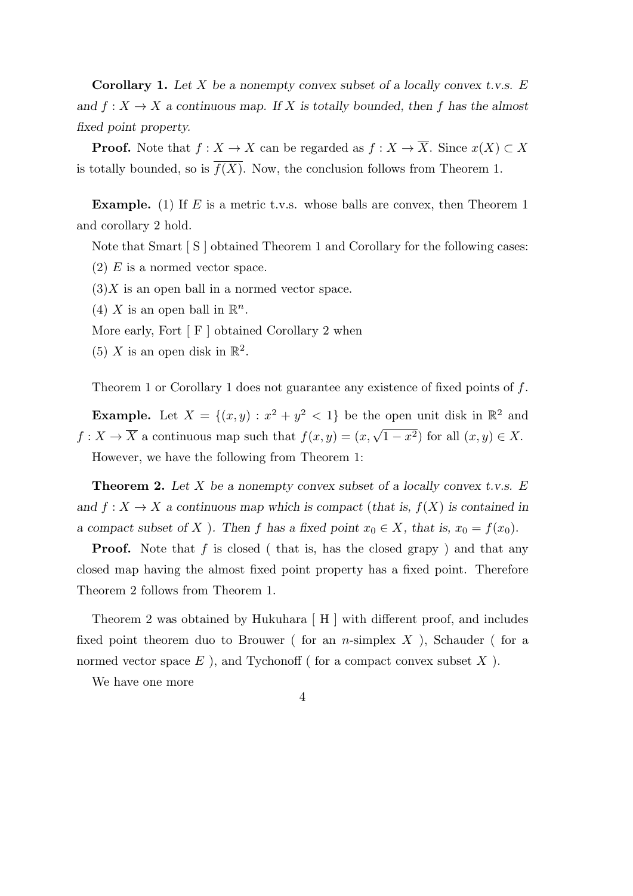**Corollary 1.** *Let $X$ be a nonempty convex subset of a locally convex t.v.s. $E$ and $f : X \to X$ a continuous map. If $X$ is totally bounded, then $f$ has the almost fixed point property.*

**Proof.** Note that $f : X \to X$ can be regarded as $f : X \to \overline{X}$. Since $x(X) \subset X$ is totally bounded, so is $\overline{f(X)}$. Now, the conclusion follows from Theorem 1.

**Example.** (1) If $E$ is a metric t.v.s. whose balls are convex, then Theorem 1 and corollary 2 hold.

Note that Smart [ S ] obtained Theorem 1 and Corollary for the following cases:

(2) $E$ is a normed vector space.

(3)$X$ is an open ball in a normed vector space.

(4) $X$ is an open ball in $\mathbb{R}^n$.

More early, Fort [ F ] obtained Corollary 2 when

(5) $X$ is an open disk in $\mathbb{R}^2$.

Theorem 1 or Corollary 1 does not guarantee any existence of fixed points of $f$.

**Example.** Let $X = \{(x, y) : x^2 + y^2 < 1\}$ be the open unit disk in $\mathbb{R}^2$ and $f : X \to \overline{X}$ a continuous map such that $f(x, y) = (x, \sqrt{1 - x^2})$ for all $(x, y) \in X$.

However, we have the following from Theorem 1:

**Theorem 2.** *Let $X$ be a nonempty convex subset of a locally convex t.v.s. $E$ and $f : X \to X$ a continuous map which is compact (that is, $f(X)$ is contained in a compact subset of $X$ ). Then $f$ has a fixed point $x_0 \in X$, that is, $x_0 = f(x_0)$.*

**Proof.** Note that $f$ is closed ( that is, has the closed grapy ) and that any closed map having the almost fixed point property has a fixed point. Therefore Theorem 2 follows from Theorem 1.

Theorem 2 was obtained by Hukuhara [ H ] with different proof, and includes fixed point theorem duo to Brouwer ( for an $n$-simplex $X$ ), Schauder ( for a normed vector space $E$ ), and Tychonoff ( for a compact convex subset $X$ ).

We have one more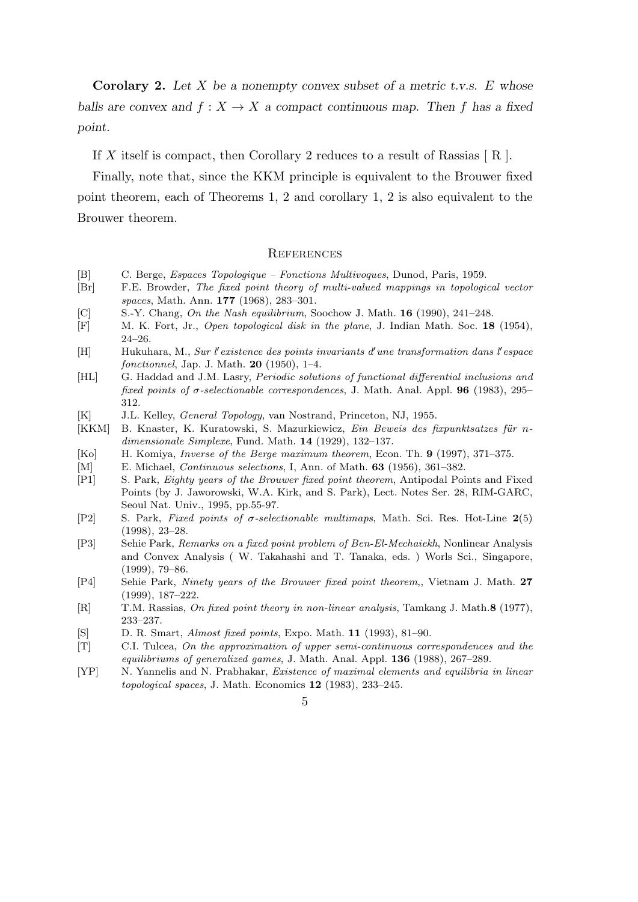**Corolary 2.** *Let $X$ be a nonempty convex subset of a metric t.v.s. $E$ whose balls are convex and $f : X \to X$ a compact continuous map. Then $f$ has a fixed point.*

If $X$ itself is compact, then Corollary 2 reduces to a result of Rassias [ R ].

Finally, note that, since the KKM principle is equivalent to the Brouwer fixed point theorem, each of Theorems 1, 2 and corollary 1, 2 is also equivalent to the Brouwer theorem.

## References

[B] C. Berge, *Espaces Topologique – Fonctions Multivoques*, Dunod, Paris, 1959.

[Br] F.E. Browder, *The fixed point theory of multi-valued mappings in topological vector spaces*, Math. Ann. **177** (1968), 283–301.

[C] S.-Y. Chang, *On the Nash equilibrium*, Soochow J. Math. **16** (1990), 241–248.

[F] M. K. Fort, Jr., *Open topological disk in the plane*, J. Indian Math. Soc. **18** (1954), 24–26.

[H] Hukuhara, M., *Sur l′existence des points invariants d′une transformation dans l′espace fonctionnel*, Jap. J. Math. **20** (1950), 1–4.

[HL] G. Haddad and J.M. Lasry, *Periodic solutions of functional differential inclusions and fixed points of $\sigma$-selectionable correspondences*, J. Math. Anal. Appl. **96** (1983), 295–312.

[K] J.L. Kelley, *General Topology*, van Nostrand, Princeton, NJ, 1955.

[KKM] B. Knaster, K. Kuratowski, S. Mazurkiewicz, *Ein Beweis des fixpunktsatzes für n-dimensionale Simplexe*, Fund. Math. **14** (1929), 132–137.

[Ko] H. Komiya, *Inverse of the Berge maximum theorem*, Econ. Th. **9** (1997), 371–375.

[M] E. Michael, *Continuous selections*, I, Ann. of Math. **63** (1956), 361–382.

[P1] S. Park, *Eighty years of the Brouwer fixed point theorem*, Antipodal Points and Fixed Points (by J. Jaworowski, W.A. Kirk, and S. Park), Lect. Notes Ser. 28, RIM-GARC, Seoul Nat. Univ., 1995, pp.55-97.

[P2] S. Park, *Fixed points of $\sigma$-selectionable multimaps*, Math. Sci. Res. Hot-Line **2**(5) (1998), 23–28.

[P3] Sehie Park, *Remarks on a fixed point problem of Ben-El-Mechaiekh*, Nonlinear Analysis and Convex Analysis ( W. Takahashi and T. Tanaka, eds. ) Worls Sci., Singapore, (1999), 79–86.

[P4] Sehie Park, *Ninety years of the Brouwer fixed point theorem,*, Vietnam J. Math. **27** (1999), 187–222.

[R] T.M. Rassias, *On fixed point theory in non-linear analysis*, Tamkang J. Math.**8** (1977), 233–237.

[S] D. R. Smart, *Almost fixed points*, Expo. Math. **11** (1993), 81–90.

[T] C.I. Tulcea, *On the approximation of upper semi-continuous correspondences and the equilibriums of generalized games*, J. Math. Anal. Appl. **136** (1988), 267–289.

[YP] N. Yannelis and N. Prabhakar, *Existence of maximal elements and equilibria in linear topological spaces*, J. Math. Economics **12** (1983), 233–245.